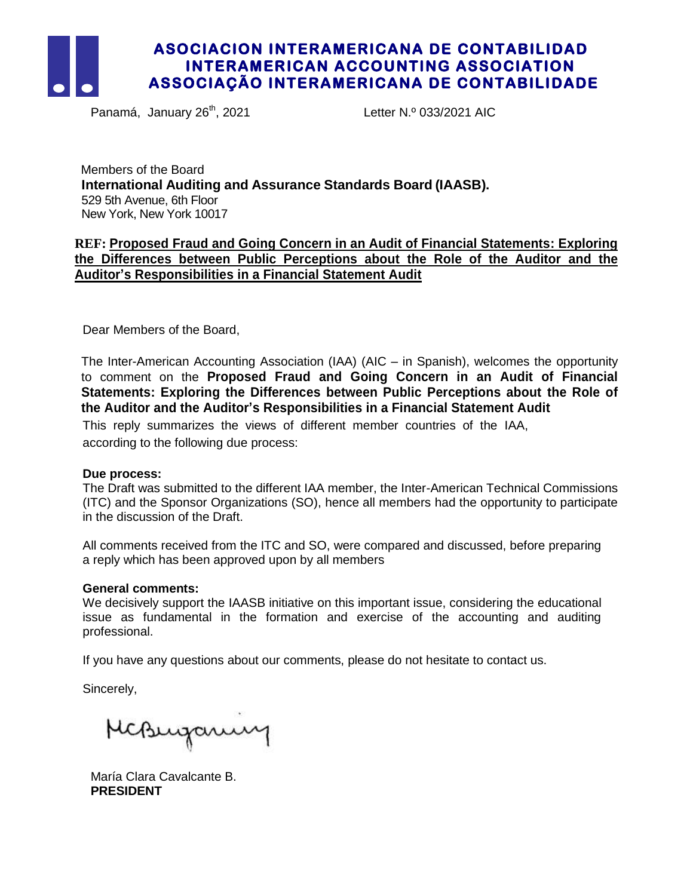# ASOCIACION INTERAMERICANA DE CONTABILIDAD
# INTERAMERICAN ACCOUNTING ASSOCIATION
# ASSOCIAÇÃO INTERAMERICANA DE CONTABILIDADE

Panamá, January 26th, 2021 Letter N.º 033/2021 AIC

Members of the Board
**International Auditing and Assurance Standards Board (IAASB).**
529 5th Avenue, 6th Floor
New York, New York 10017

**REF: Proposed Fraud and Going Concern in an Audit of Financial Statements: Exploring the Differences between Public Perceptions about the Role of the Auditor and the Auditor's Responsibilities in a Financial Statement Audit**

Dear Members of the Board,

The Inter-American Accounting Association (IAA) (AIC – in Spanish), welcomes the opportunity to comment on the **Proposed Fraud and Going Concern in an Audit of Financial Statements: Exploring the Differences between Public Perceptions about the Role of the Auditor and the Auditor's Responsibilities in a Financial Statement Audit**

This reply summarizes the views of different member countries of the IAA, according to the following due process:

**Due process:**
The Draft was submitted to the different IAA member, the Inter-American Technical Commissions (ITC) and the Sponsor Organizations (SO), hence all members had the opportunity to participate in the discussion of the Draft.

All comments received from the ITC and SO, were compared and discussed, before preparing a reply which has been approved upon by all members

**General comments:**
We decisively support the IAASB initiative on this important issue, considering the educational issue as fundamental in the formation and exercise of the accounting and auditing professional.

If you have any questions about our comments, please do not hesitate to contact us.

Sincerely,

María Clara Cavalcante B.
**PRESIDENT**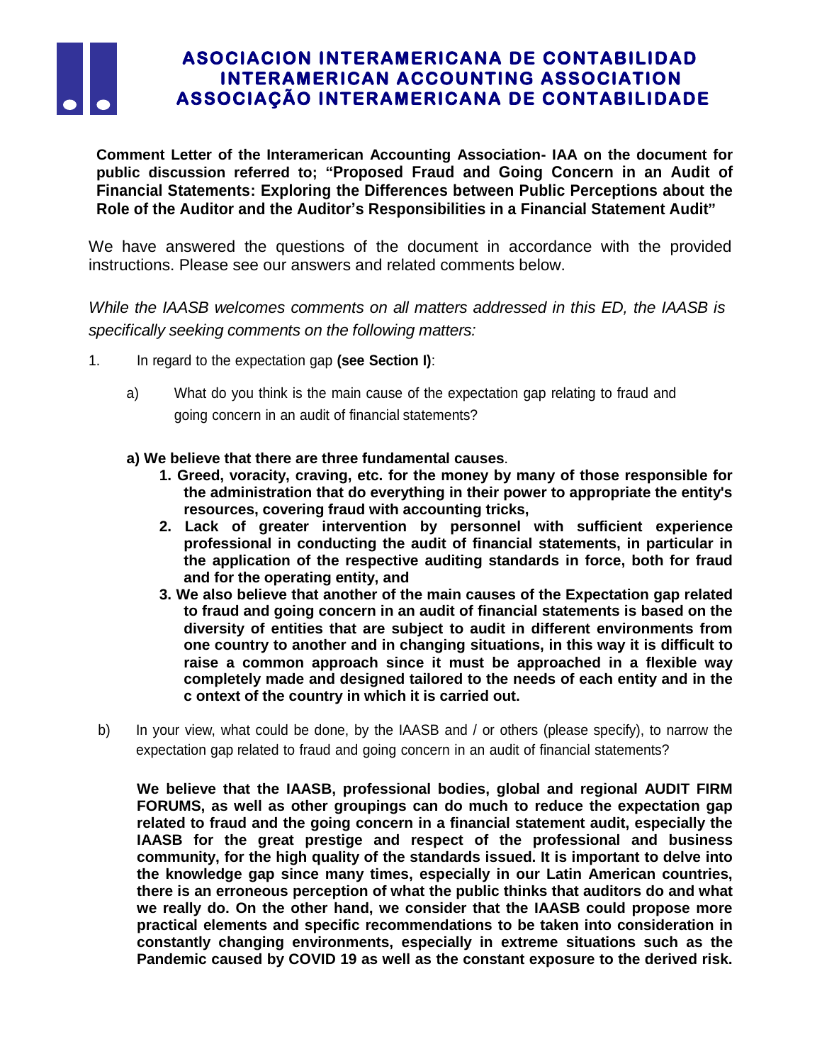# ASOCIACION INTERAMERICANA DE CONTABILIDAD
# INTERAMERICAN ACCOUNTING ASSOCIATION
# ASSOCIAÇÃO INTERAMERICANA DE CONTABILIDADE

**Comment Letter of the Interamerican Accounting Association- IAA on the document for public discussion referred to; "Proposed Fraud and Going Concern in an Audit of Financial Statements: Exploring the Differences between Public Perceptions about the Role of the Auditor and the Auditor's Responsibilities in a Financial Statement Audit"**

We have answered the questions of the document in accordance with the provided instructions. Please see our answers and related comments below.

*While the IAASB welcomes comments on all matters addressed in this ED, the IAASB is specifically seeking comments on the following matters:*

1. In regard to the expectation gap **(see Section I)**:

   a) What do you think is the main cause of the expectation gap relating to fraud and going concern in an audit of financial statements?

   **a) We believe that there are three fundamental causes**.

   1. **Greed, voracity, craving, etc. for the money by many of those responsible for the administration that do everything in their power to appropriate the entity's resources, covering fraud with accounting tricks,**
   2. **Lack of greater intervention by personnel with sufficient experience professional in conducting the audit of financial statements, in particular in the application of the respective auditing standards in force, both for fraud and for the operating entity, and**
   3. **We also believe that another of the main causes of the Expectation gap related to fraud and going concern in an audit of financial statements is based on the diversity of entities that are subject to audit in different environments from one country to another and in changing situations, in this way it is difficult to raise a common approach since it must be approached in a flexible way completely made and designed tailored to the needs of each entity and in the c ontext of the country in which it is carried out.**

   b) In your view, what could be done, by the IAASB and / or others (please specify), to narrow the expectation gap related to fraud and going concern in an audit of financial statements?

   **We believe that the IAASB, professional bodies, global and regional AUDIT FIRM FORUMS, as well as other groupings can do much to reduce the expectation gap related to fraud and the going concern in a financial statement audit, especially the IAASB for the great prestige and respect of the professional and business community, for the high quality of the standards issued. It is important to delve into the knowledge gap since many times, especially in our Latin American countries, there is an erroneous perception of what the public thinks that auditors do and what we really do. On the other hand, we consider that the IAASB could propose more practical elements and specific recommendations to be taken into consideration in constantly changing environments, especially in extreme situations such as the Pandemic caused by COVID 19 as well as the constant exposure to the derived risk.**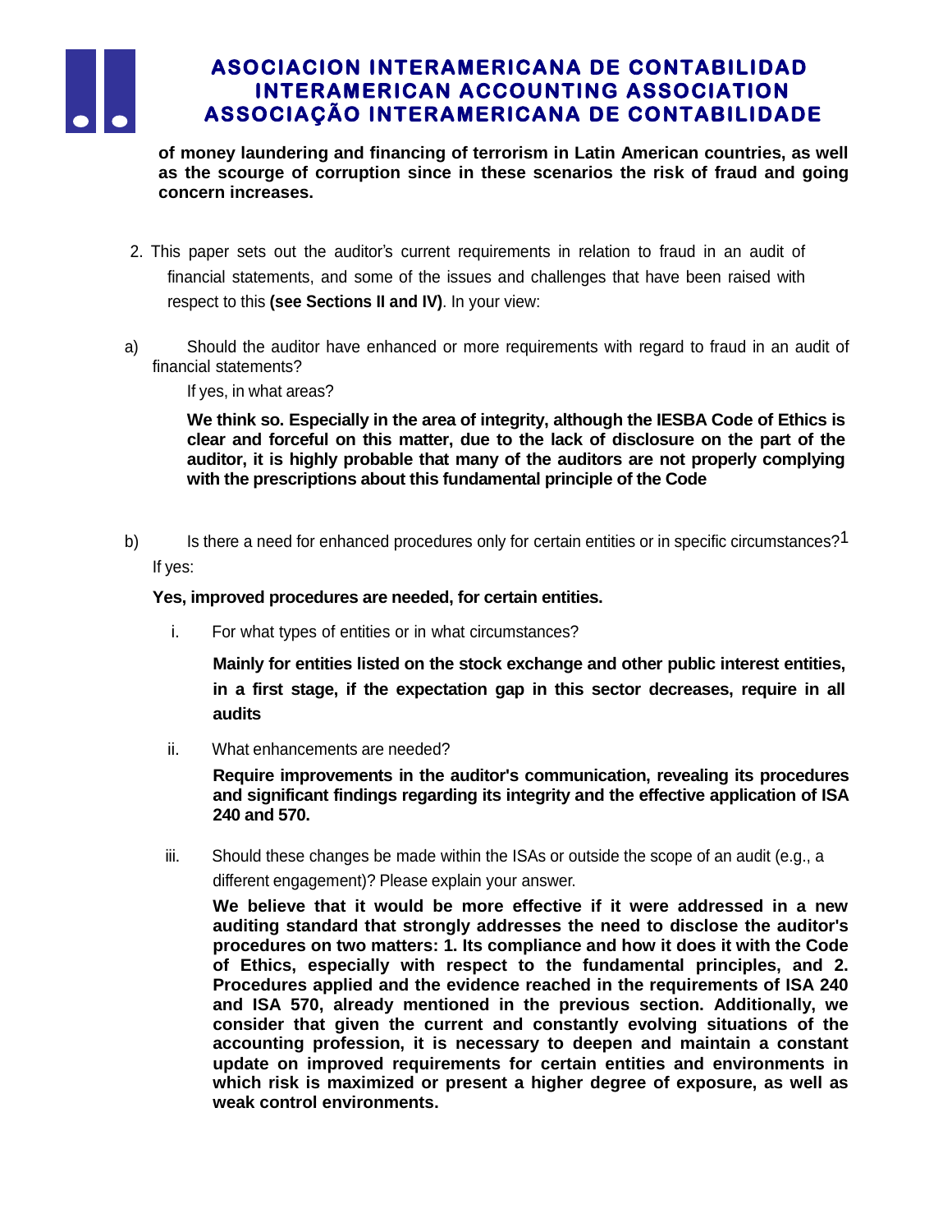**of money laundering and financing of terrorism in Latin American countries, as well as the scourge of corruption since in these scenarios the risk of fraud and going concern increases.**

2. This paper sets out the auditor's current requirements in relation to fraud in an audit of financial statements, and some of the issues and challenges that have been raised with respect to this **(see Sections II and IV)**. In your view:

a) Should the auditor have enhanced or more requirements with regard to fraud in an audit of financial statements?

If yes, in what areas?

**We think so. Especially in the area of integrity, although the IESBA Code of Ethics is clear and forceful on this matter, due to the lack of disclosure on the part of the auditor, it is highly probable that many of the auditors are not properly complying with the prescriptions about this fundamental principle of the Code**

b) Is there a need for enhanced procedures only for certain entities or in specific circumstances?[1]

If yes:

**Yes, improved procedures are needed, for certain entities.**

i. For what types of entities or in what circumstances?

**Mainly for entities listed on the stock exchange and other public interest entities, in a first stage, if the expectation gap in this sector decreases, require in all audits**

ii. What enhancements are needed?

**Require improvements in the auditor's communication, revealing its procedures and significant findings regarding its integrity and the effective application of ISA 240 and 570.**

iii. Should these changes be made within the ISAs or outside the scope of an audit (e.g., a different engagement)? Please explain your answer.

**We believe that it would be more effective if it were addressed in a new auditing standard that strongly addresses the need to disclose the auditor's procedures on two matters: 1. Its compliance and how it does it with the Code of Ethics, especially with respect to the fundamental principles, and 2. Procedures applied and the evidence reached in the requirements of ISA 240 and ISA 570, already mentioned in the previous section. Additionally, we consider that given the current and constantly evolving situations of the accounting profession, it is necessary to deepen and maintain a constant update on improved requirements for certain entities and environments in which risk is maximized or present a higher degree of exposure, as well as weak control environments.**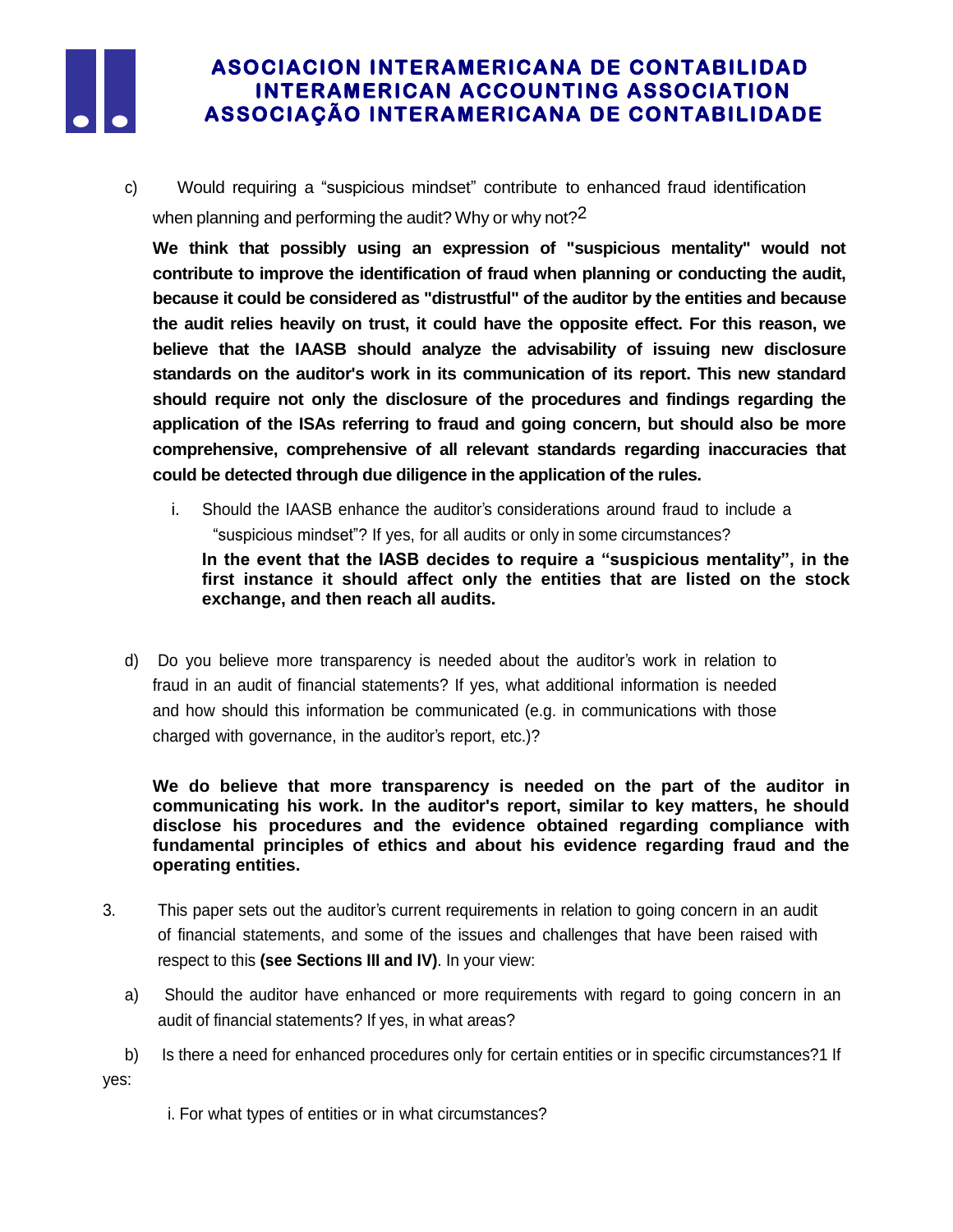c) Would requiring a "suspicious mindset" contribute to enhanced fraud identification when planning and performing the audit? Why or why not?[2]

**We think that possibly using an expression of "suspicious mentality" would not contribute to improve the identification of fraud when planning or conducting the audit, because it could be considered as "distrustful" of the auditor by the entities and because the audit relies heavily on trust, it could have the opposite effect. For this reason, we believe that the IAASB should analyze the advisability of issuing new disclosure standards on the auditor's work in its communication of its report. This new standard should require not only the disclosure of the procedures and findings regarding the application of the ISAs referring to fraud and going concern, but should also be more comprehensive, comprehensive of all relevant standards regarding inaccuracies that could be detected through due diligence in the application of the rules.**

i. Should the IAASB enhance the auditor's considerations around fraud to include a "suspicious mindset"? If yes, for all audits or only in some circumstances?

**In the event that the IASB decides to require a "suspicious mentality", in the first instance it should affect only the entities that are listed on the stock exchange, and then reach all audits.**

d) Do you believe more transparency is needed about the auditor's work in relation to fraud in an audit of financial statements? If yes, what additional information is needed and how should this information be communicated (e.g. in communications with those charged with governance, in the auditor's report, etc.)?

**We do believe that more transparency is needed on the part of the auditor in communicating his work. In the auditor's report, similar to key matters, he should disclose his procedures and the evidence obtained regarding compliance with fundamental principles of ethics and about his evidence regarding fraud and the operating entities.**

3. This paper sets out the auditor's current requirements in relation to going concern in an audit of financial statements, and some of the issues and challenges that have been raised with respect to this **(see Sections III and IV)**. In your view:

a) Should the auditor have enhanced or more requirements with regard to going concern in an audit of financial statements? If yes, in what areas?

b) Is there a need for enhanced procedures only for certain entities or in specific circumstances?1 If yes:

i. For what types of entities or in what circumstances?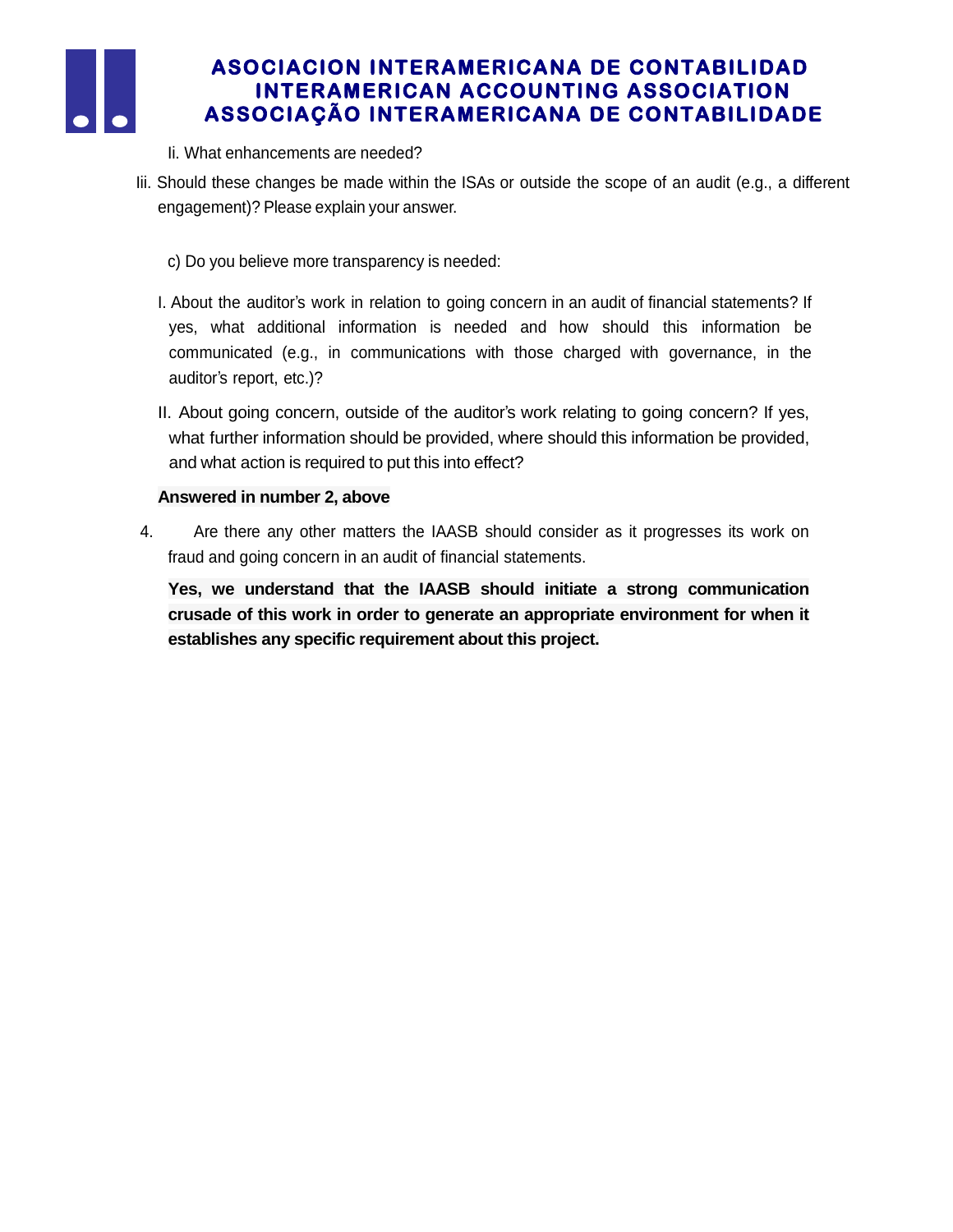Ii. What enhancements are needed?

Iii. Should these changes be made within the ISAs or outside the scope of an audit (e.g., a different engagement)? Please explain your answer.

c) Do you believe more transparency is needed:

I. About the auditor's work in relation to going concern in an audit of financial statements? If yes, what additional information is needed and how should this information be communicated (e.g., in communications with those charged with governance, in the auditor's report, etc.)?

II. About going concern, outside of the auditor's work relating to going concern? If yes, what further information should be provided, where should this information be provided, and what action is required to put this into effect?

**Answered in number 2, above**

4. Are there any other matters the IAASB should consider as it progresses its work on fraud and going concern in an audit of financial statements.

**Yes, we understand that the IAASB should initiate a strong communication crusade of this work in order to generate an appropriate environment for when it establishes any specific requirement about this project.**